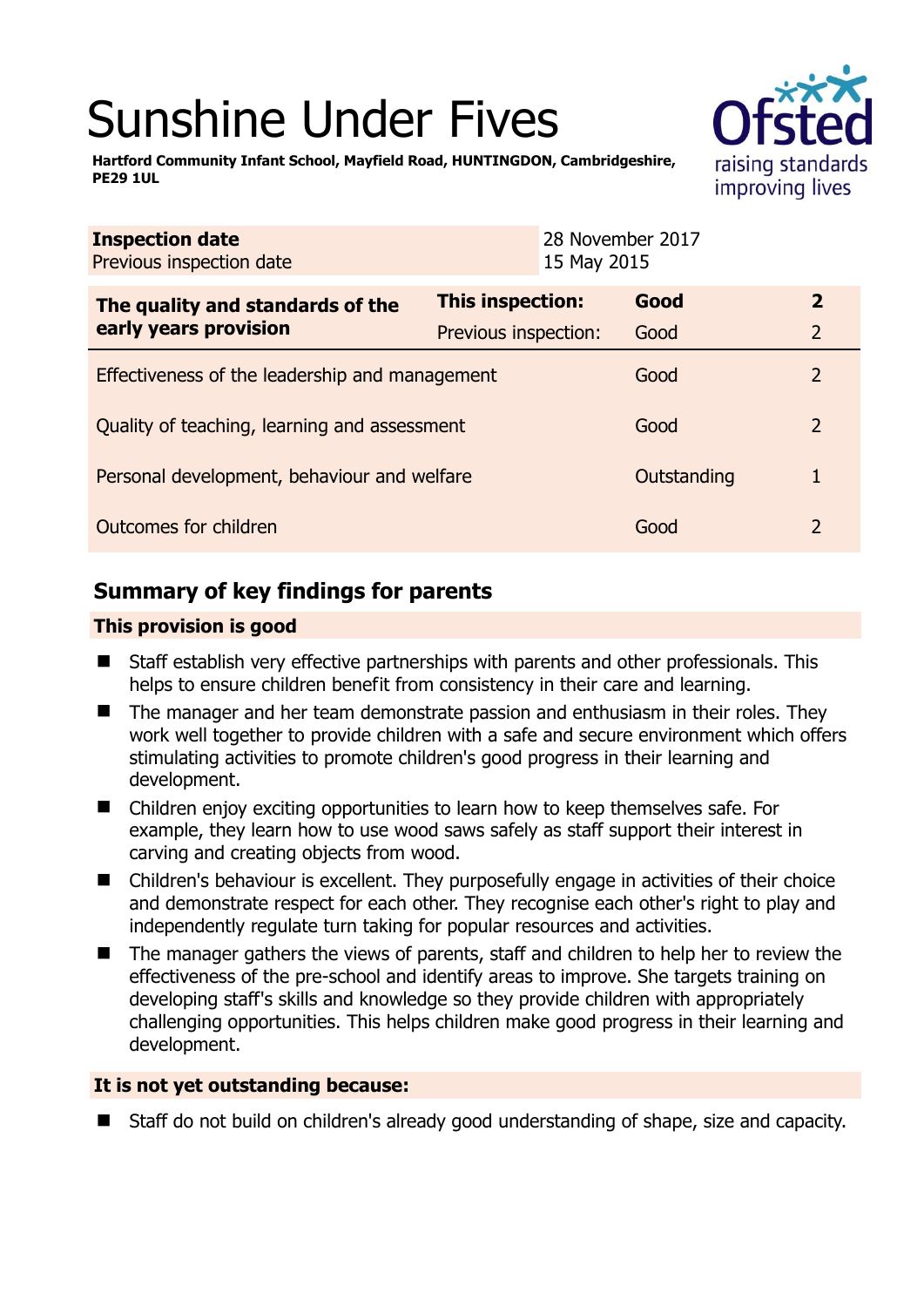# Sunshine Under Fives

**Hartford Community Infant School, Mayfield Road, HUNTINGDON, Cambridgeshire, PE29 1UL**

| | |
|---|---|
| **Inspection date** | 28 November 2017 |
| Previous inspection date | 15 May 2015 |

| | | | |
|---|---|---|---|
| **The quality and standards of the early years provision** | **This inspection:** | **Good** | **2** |
| | Previous inspection: | Good | 2 |
| Effectiveness of the leadership and management | | Good | 2 |
| Quality of teaching, learning and assessment | | Good | 2 |
| Personal development, behaviour and welfare | | Outstanding | 1 |
| Outcomes for children | | Good | 2 |

## Summary of key findings for parents

**This provision is good**

- Staff establish very effective partnerships with parents and other professionals. This helps to ensure children benefit from consistency in their care and learning.
- The manager and her team demonstrate passion and enthusiasm in their roles. They work well together to provide children with a safe and secure environment which offers stimulating activities to promote children's good progress in their learning and development.
- Children enjoy exciting opportunities to learn how to keep themselves safe. For example, they learn how to use wood saws safely as staff support their interest in carving and creating objects from wood.
- Children's behaviour is excellent. They purposefully engage in activities of their choice and demonstrate respect for each other. They recognise each other's right to play and independently regulate turn taking for popular resources and activities.
- The manager gathers the views of parents, staff and children to help her to review the effectiveness of the pre-school and identify areas to improve. She targets training on developing staff's skills and knowledge so they provide children with appropriately challenging opportunities. This helps children make good progress in their learning and development.

**It is not yet outstanding because:**

- Staff do not build on children's already good understanding of shape, size and capacity.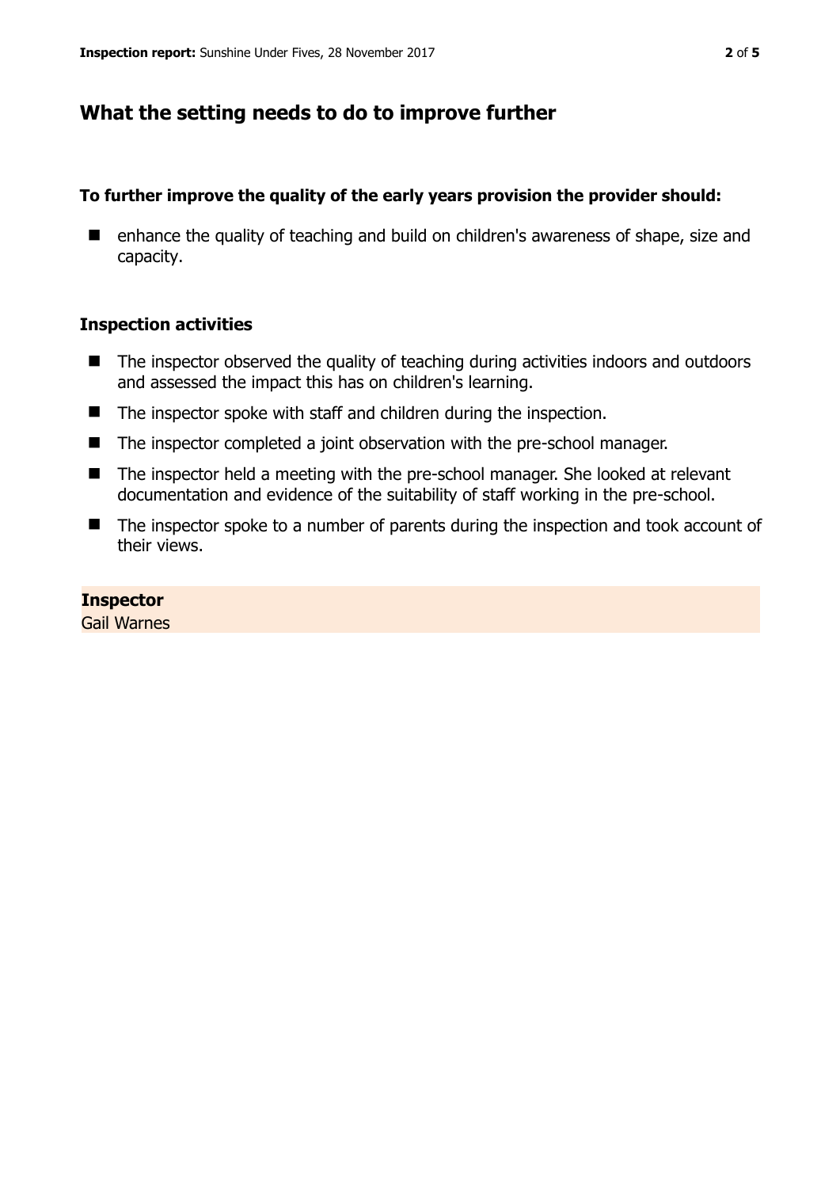## What the setting needs to do to improve further

### To further improve the quality of the early years provision the provider should:

- enhance the quality of teaching and build on children's awareness of shape, size and capacity.

### Inspection activities

- The inspector observed the quality of teaching during activities indoors and outdoors and assessed the impact this has on children's learning.
- The inspector spoke with staff and children during the inspection.
- The inspector completed a joint observation with the pre-school manager.
- The inspector held a meeting with the pre-school manager. She looked at relevant documentation and evidence of the suitability of staff working in the pre-school.
- The inspector spoke to a number of parents during the inspection and took account of their views.

**Inspector**
Gail Warnes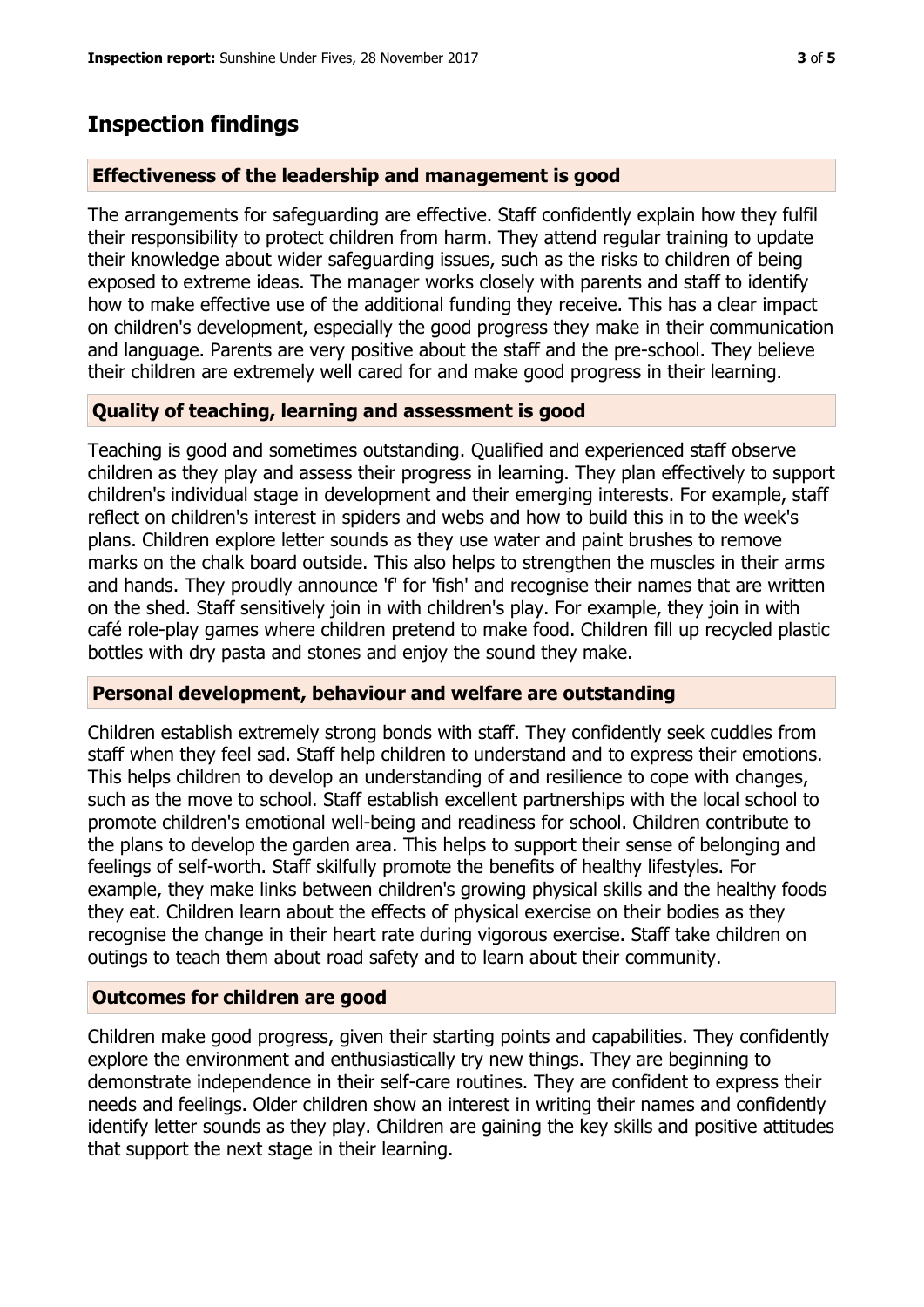# Inspection findings

## Effectiveness of the leadership and management is good

The arrangements for safeguarding are effective. Staff confidently explain how they fulfil their responsibility to protect children from harm. They attend regular training to update their knowledge about wider safeguarding issues, such as the risks to children of being exposed to extreme ideas. The manager works closely with parents and staff to identify how to make effective use of the additional funding they receive. This has a clear impact on children's development, especially the good progress they make in their communication and language. Parents are very positive about the staff and the pre-school. They believe their children are extremely well cared for and make good progress in their learning.

## Quality of teaching, learning and assessment is good

Teaching is good and sometimes outstanding. Qualified and experienced staff observe children as they play and assess their progress in learning. They plan effectively to support children's individual stage in development and their emerging interests. For example, staff reflect on children's interest in spiders and webs and how to build this in to the week's plans. Children explore letter sounds as they use water and paint brushes to remove marks on the chalk board outside. This also helps to strengthen the muscles in their arms and hands. They proudly announce 'f' for 'fish' and recognise their names that are written on the shed. Staff sensitively join in with children's play. For example, they join in with café role-play games where children pretend to make food. Children fill up recycled plastic bottles with dry pasta and stones and enjoy the sound they make.

## Personal development, behaviour and welfare are outstanding

Children establish extremely strong bonds with staff. They confidently seek cuddles from staff when they feel sad. Staff help children to understand and to express their emotions. This helps children to develop an understanding of and resilience to cope with changes, such as the move to school. Staff establish excellent partnerships with the local school to promote children's emotional well-being and readiness for school. Children contribute to the plans to develop the garden area. This helps to support their sense of belonging and feelings of self-worth. Staff skilfully promote the benefits of healthy lifestyles. For example, they make links between children's growing physical skills and the healthy foods they eat. Children learn about the effects of physical exercise on their bodies as they recognise the change in their heart rate during vigorous exercise. Staff take children on outings to teach them about road safety and to learn about their community.

## Outcomes for children are good

Children make good progress, given their starting points and capabilities. They confidently explore the environment and enthusiastically try new things. They are beginning to demonstrate independence in their self-care routines. They are confident to express their needs and feelings. Older children show an interest in writing their names and confidently identify letter sounds as they play. Children are gaining the key skills and positive attitudes that support the next stage in their learning.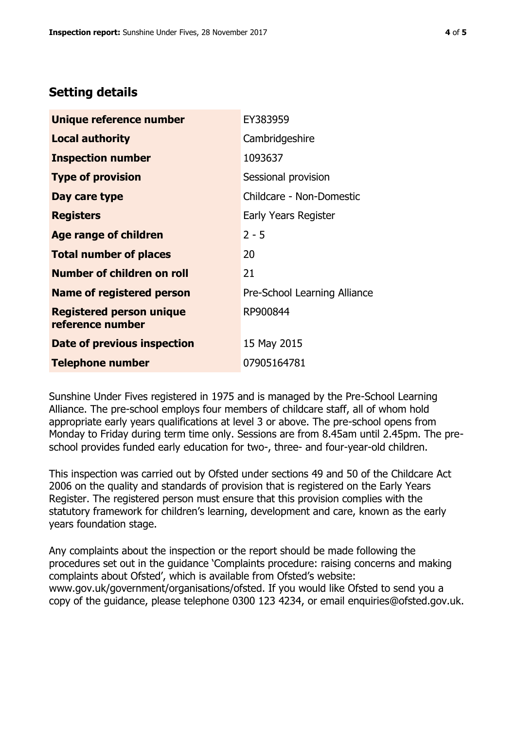## Setting details

| | |
|---|---|
| **Unique reference number** | EY383959 |
| **Local authority** | Cambridgeshire |
| **Inspection number** | 1093637 |
| **Type of provision** | Sessional provision |
| **Day care type** | Childcare - Non-Domestic |
| **Registers** | Early Years Register |
| **Age range of children** | 2 - 5 |
| **Total number of places** | 20 |
| **Number of children on roll** | 21 |
| **Name of registered person** | Pre-School Learning Alliance |
| **Registered person unique reference number** | RP900844 |
| **Date of previous inspection** | 15 May 2015 |
| **Telephone number** | 07905164781 |

Sunshine Under Fives registered in 1975 and is managed by the Pre-School Learning Alliance. The pre-school employs four members of childcare staff, all of whom hold appropriate early years qualifications at level 3 or above. The pre-school opens from Monday to Friday during term time only. Sessions are from 8.45am until 2.45pm. The pre-school provides funded early education for two-, three- and four-year-old children.

This inspection was carried out by Ofsted under sections 49 and 50 of the Childcare Act 2006 on the quality and standards of provision that is registered on the Early Years Register. The registered person must ensure that this provision complies with the statutory framework for children's learning, development and care, known as the early years foundation stage.

Any complaints about the inspection or the report should be made following the procedures set out in the guidance 'Complaints procedure: raising concerns and making complaints about Ofsted', which is available from Ofsted's website: www.gov.uk/government/organisations/ofsted. If you would like Ofsted to send you a copy of the guidance, please telephone 0300 123 4234, or email enquiries@ofsted.gov.uk.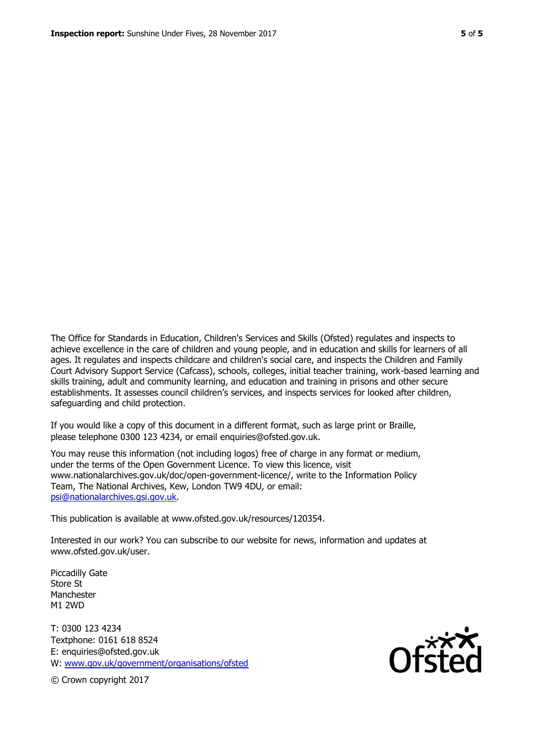The Office for Standards in Education, Children's Services and Skills (Ofsted) regulates and inspects to achieve excellence in the care of children and young people, and in education and skills for learners of all ages. It regulates and inspects childcare and children's social care, and inspects the Children and Family Court Advisory Support Service (Cafcass), schools, colleges, initial teacher training, work-based learning and skills training, adult and community learning, and education and training in prisons and other secure establishments. It assesses council children's services, and inspects services for looked after children, safeguarding and child protection.

If you would like a copy of this document in a different format, such as large print or Braille, please telephone 0300 123 4234, or email enquiries@ofsted.gov.uk.

You may reuse this information (not including logos) free of charge in any format or medium, under the terms of the Open Government Licence. To view this licence, visit www.nationalarchives.gov.uk/doc/open-government-licence/, write to the Information Policy Team, The National Archives, Kew, London TW9 4DU, or email: [psi@nationalarchives.gsi.gov.uk](mailto:psi@nationalarchives.gsi.gov.uk).

This publication is available at www.ofsted.gov.uk/resources/120354.

Interested in our work? You can subscribe to our website for news, information and updates at www.ofsted.gov.uk/user.

Piccadilly Gate
Store St
Manchester
M1 2WD

T: 0300 123 4234
Textphone: 0161 618 8524
E: enquiries@ofsted.gov.uk
W: [www.gov.uk/government/organisations/ofsted](http://www.gov.uk/government/organisations/ofsted)

© Crown copyright 2017